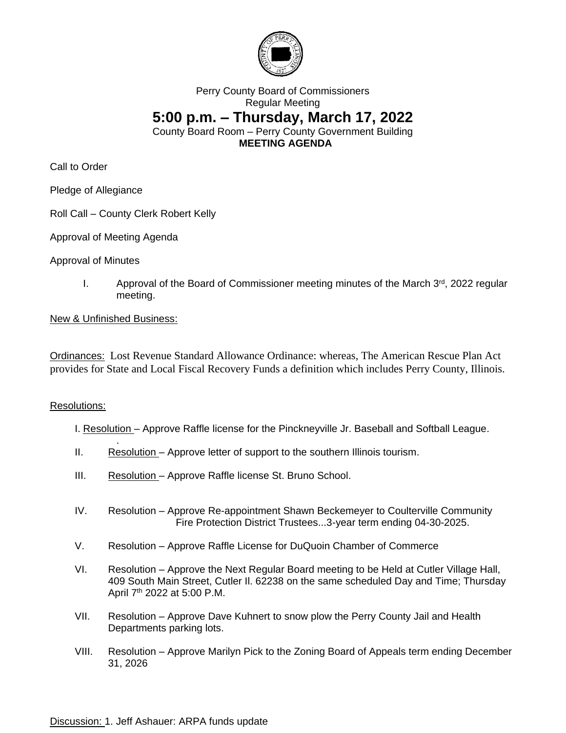Perry County Board of Commissioners

Regular Meeting

# 5:00 p.m. – Thursday, March 17, 2022

County Board Room – Perry County Government Building

**MEETING AGENDA**

Call to Order

Pledge of Allegiance

Roll Call – County Clerk Robert Kelly

Approval of Meeting Agenda

Approval of Minutes

I. Approval of the Board of Commissioner meeting minutes of the March 3rd, 2022 regular meeting.

New & Unfinished Business:

Ordinances: Lost Revenue Standard Allowance Ordinance: whereas, The American Rescue Plan Act provides for State and Local Fiscal Recovery Funds a definition which includes Perry County, Illinois.

Resolutions:

I. Resolution – Approve Raffle license for the Pinckneyville Jr. Baseball and Softball League.

II. Resolution – Approve letter of support to the southern Illinois tourism.

III. Resolution – Approve Raffle license St. Bruno School.

IV. Resolution – Approve Re-appointment Shawn Beckemeyer to Coulterville Community Fire Protection District Trustees...3-year term ending 04-30-2025.

V. Resolution – Approve Raffle License for DuQuoin Chamber of Commerce

VI. Resolution – Approve the Next Regular Board meeting to be Held at Cutler Village Hall, 409 South Main Street, Cutler Il. 62238 on the same scheduled Day and Time; Thursday April 7th 2022 at 5:00 P.M.

VII. Resolution – Approve Dave Kuhnert to snow plow the Perry County Jail and Health Departments parking lots.

VIII. Resolution – Approve Marilyn Pick to the Zoning Board of Appeals term ending December 31, 2026

Discussion: 1. Jeff Ashauer: ARPA funds update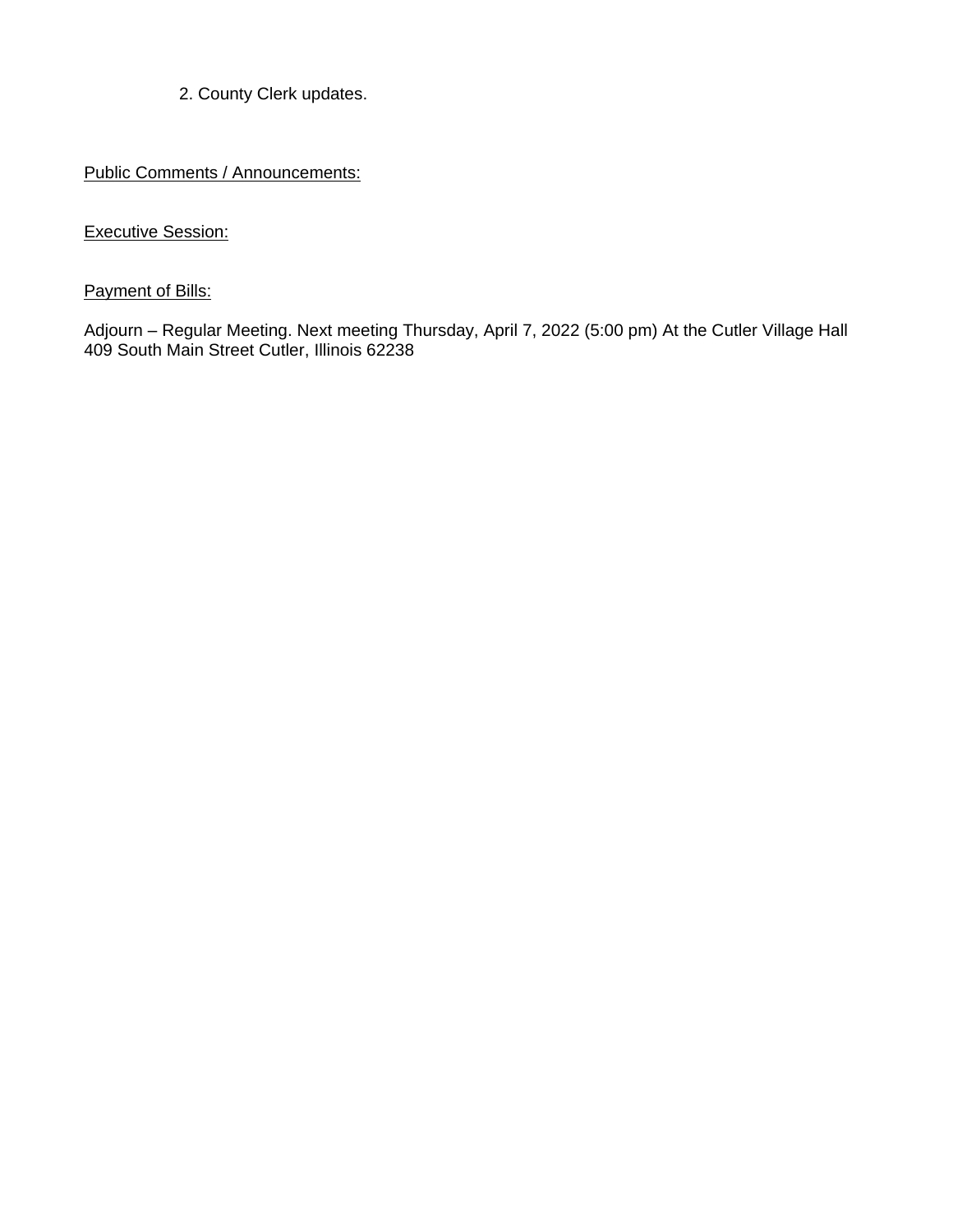2. County Clerk updates.

Public Comments / Announcements:

Executive Session:

Payment of Bills:

Adjourn – Regular Meeting. Next meeting Thursday, April 7, 2022 (5:00 pm) At the Cutler Village Hall 409 South Main Street Cutler, Illinois 62238